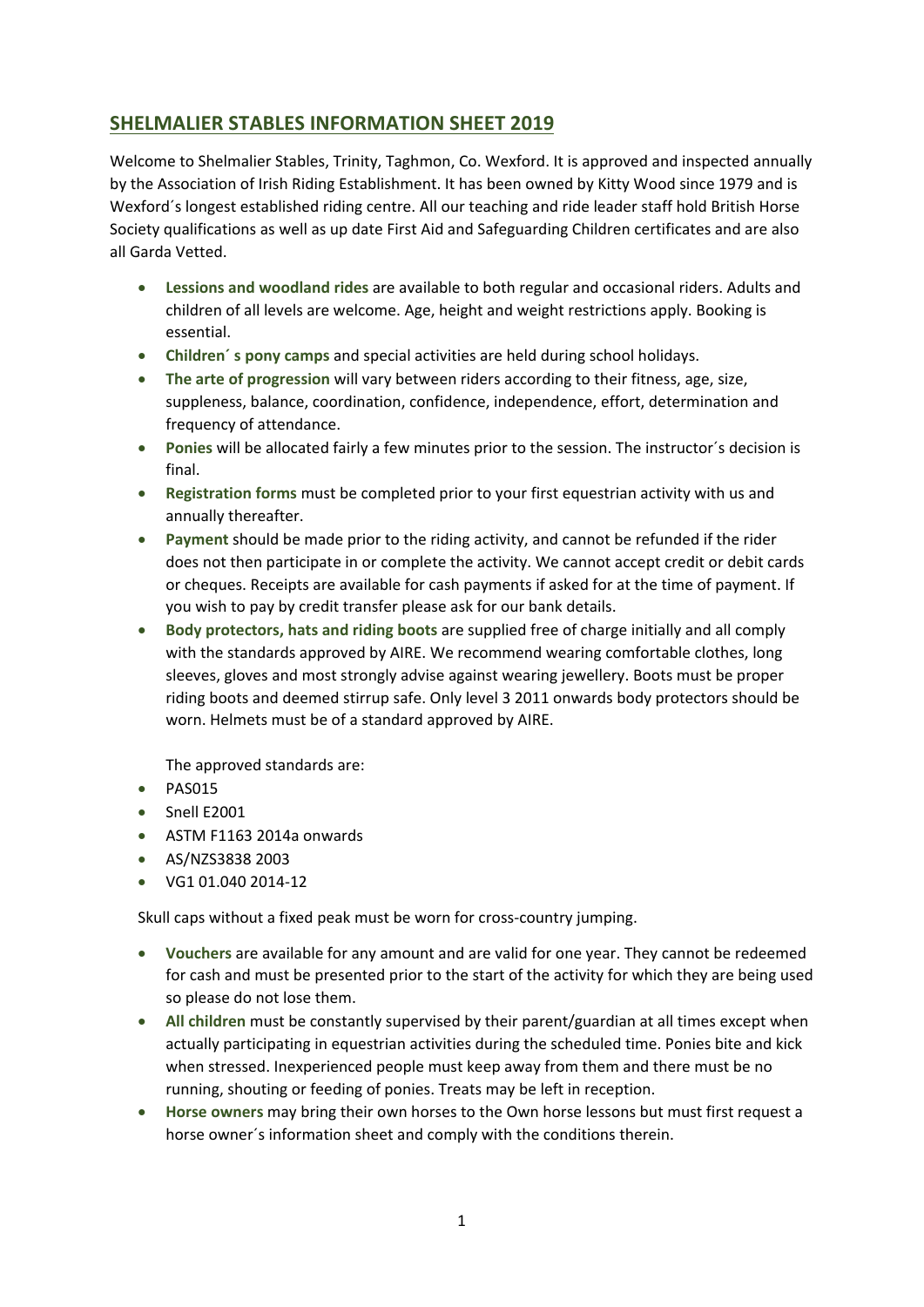## SHELMALIER STABLES INFORMATION SHEET 2019

Welcome to Shelmalier Stables, Trinity, Taghmon, Co. Wexford. It is approved and inspected annually by the Association of Irish Riding Establishment. It has been owned by Kitty Wood since 1979 and is Wexford´s longest established riding centre. All our teaching and ride leader staff hold British Horse Society qualifications as well as up date First Aid and Safeguarding Children certificates and are also all Garda Vetted.

- **Lessions and woodland rides** are available to both regular and occasional riders. Adults and children of all levels are welcome. Age, height and weight restrictions apply. Booking is essential.
- **Children´ s pony camps** and special activities are held during school holidays.
- **The arte of progression** will vary between riders according to their fitness, age, size, suppleness, balance, coordination, confidence, independence, effort, determination and frequency of attendance.
- **Ponies** will be allocated fairly a few minutes prior to the session. The instructor´s decision is final.
- **Registration forms** must be completed prior to your first equestrian activity with us and annually thereafter.
- **Payment** should be made prior to the riding activity, and cannot be refunded if the rider does not then participate in or complete the activity. We cannot accept credit or debit cards or cheques. Receipts are available for cash payments if asked for at the time of payment. If you wish to pay by credit transfer please ask for our bank details.
- **Body protectors, hats and riding boots** are supplied free of charge initially and all comply with the standards approved by AIRE. We recommend wearing comfortable clothes, long sleeves, gloves and most strongly advise against wearing jewellery. Boots must be proper riding boots and deemed stirrup safe. Only level 3 2011 onwards body protectors should be worn. Helmets must be of a standard approved by AIRE.

  The approved standards are:

- PAS015
- Snell E2001
- ASTM F1163 2014a onwards
- AS/NZS3838 2003
- VG1 01.040 2014-12

Skull caps without a fixed peak must be worn for cross-country jumping.

- **Vouchers** are available for any amount and are valid for one year. They cannot be redeemed for cash and must be presented prior to the start of the activity for which they are being used so please do not lose them.
- **All children** must be constantly supervised by their parent/guardian at all times except when actually participating in equestrian activities during the scheduled time. Ponies bite and kick when stressed. Inexperienced people must keep away from them and there must be no running, shouting or feeding of ponies. Treats may be left in reception.
- **Horse owners** may bring their own horses to the Own horse lessons but must first request a horse owner´s information sheet and comply with the conditions therein.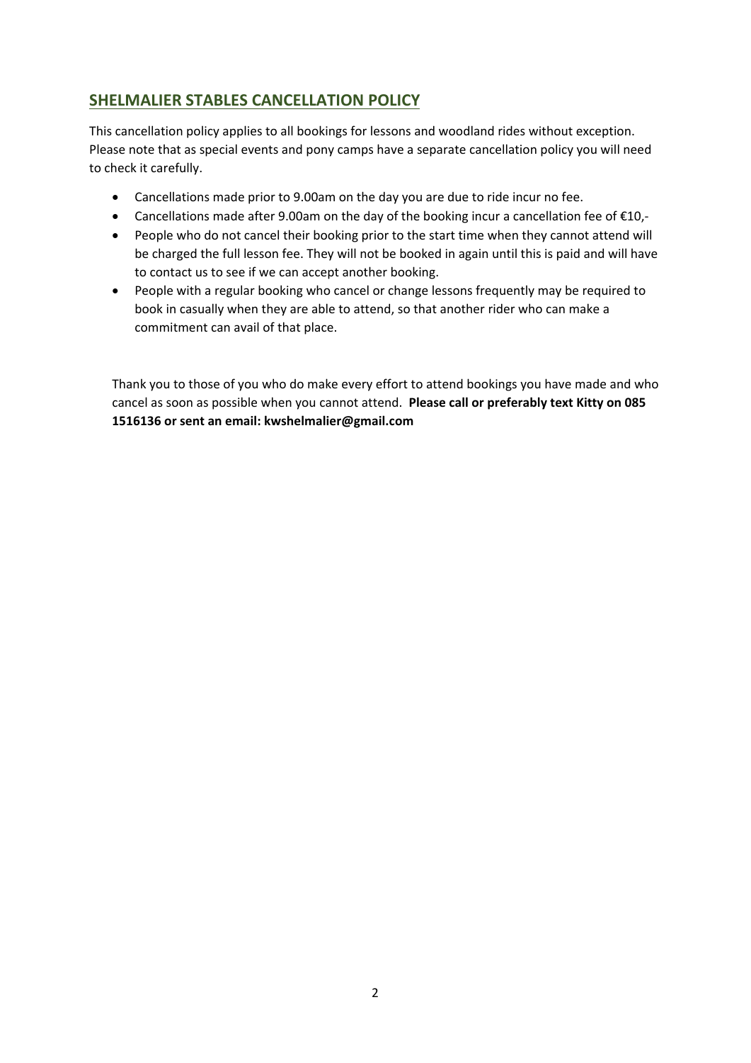## SHELMALIER STABLES CANCELLATION POLICY

This cancellation policy applies to all bookings for lessons and woodland rides without exception. Please note that as special events and pony camps have a separate cancellation policy you will need to check it carefully.

- Cancellations made prior to 9.00am on the day you are due to ride incur no fee.
- Cancellations made after 9.00am on the day of the booking incur a cancellation fee of €10,-
- People who do not cancel their booking prior to the start time when they cannot attend will be charged the full lesson fee. They will not be booked in again until this is paid and will have to contact us to see if we can accept another booking.
- People with a regular booking who cancel or change lessons frequently may be required to book in casually when they are able to attend, so that another rider who can make a commitment can avail of that place.

Thank you to those of you who do make every effort to attend bookings you have made and who cancel as soon as possible when you cannot attend. **Please call or preferably text Kitty on 085 1516136 or sent an email: kwshelmalier@gmail.com**